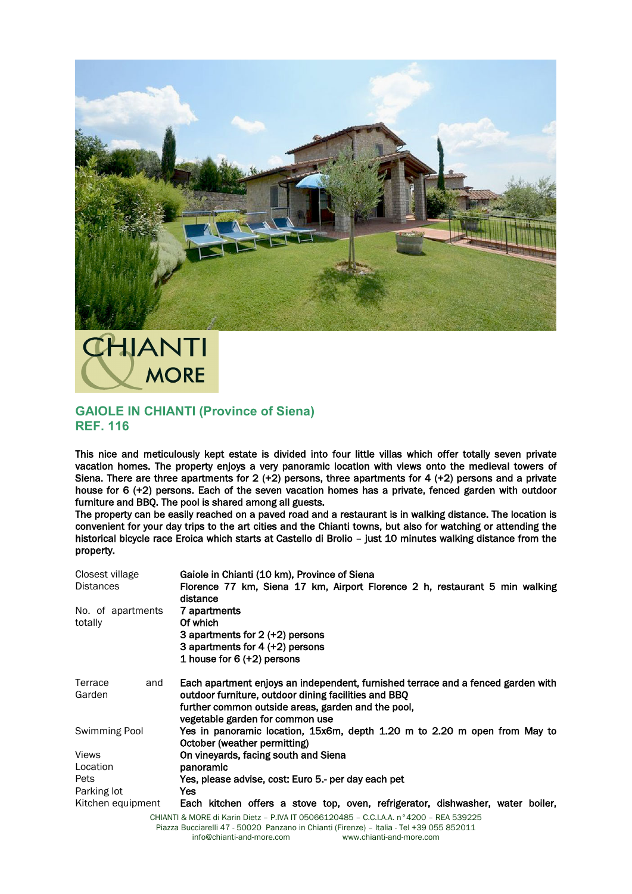## GAIOLE IN CHIANTI (Province of Siena)
## REF. 116

This nice and meticulously kept estate is divided into four little villas which offer totally seven private vacation homes. The property enjoys a very panoramic location with views onto the medieval towers of Siena. There are three apartments for 2 (+2) persons, three apartments for 4 (+2) persons and a private house for 6 (+2) persons. Each of the seven vacation homes has a private, fenced garden with outdoor furniture and BBQ. The pool is shared among all guests.
The property can be easily reached on a paved road and a restaurant is in walking distance. The location is convenient for your day trips to the art cities and the Chianti towns, but also for watching or attending the historical bicycle race Eroica which starts at Castello di Brolio – just 10 minutes walking distance from the property.

| | |
|---|---|
| Closest village | Gaiole in Chianti (10 km), Province of Siena |
| Distances | Florence 77 km, Siena 17 km, Airport Florence 2 h, restaurant 5 min walking distance |
| No. of apartments totally | 7 apartments<br>Of which<br>3 apartments for 2 (+2) persons<br>3 apartments for 4 (+2) persons<br>1 house for 6 (+2) persons |
| Terrace and Garden | Each apartment enjoys an independent, furnished terrace and a fenced garden with outdoor furniture, outdoor dining facilities and BBQ<br>further common outside areas, garden and the pool,<br>vegetable garden for common use |
| Swimming Pool | Yes in panoramic location, 15x6m, depth 1.20 m to 2.20 m open from May to October (weather permitting) |
| Views | On vineyards, facing south and Siena |
| Location | panoramic |
| Pets | Yes, please advise, cost: Euro 5.- per day each pet |
| Parking lot | Yes |
| Kitchen equipment | Each kitchen offers a stove top, oven, refrigerator, dishwasher, water boiler, |

CHIANTI & MORE di Karin Dietz – P.IVA IT 05066120485 – C.C.I.A.A. n°4200 – REA 539225
Piazza Bucciarelli 47 - 50020 Panzano in Chianti (Firenze) – Italia - Tel +39 055 852011
info@chianti-and-more.com www.chianti-and-more.com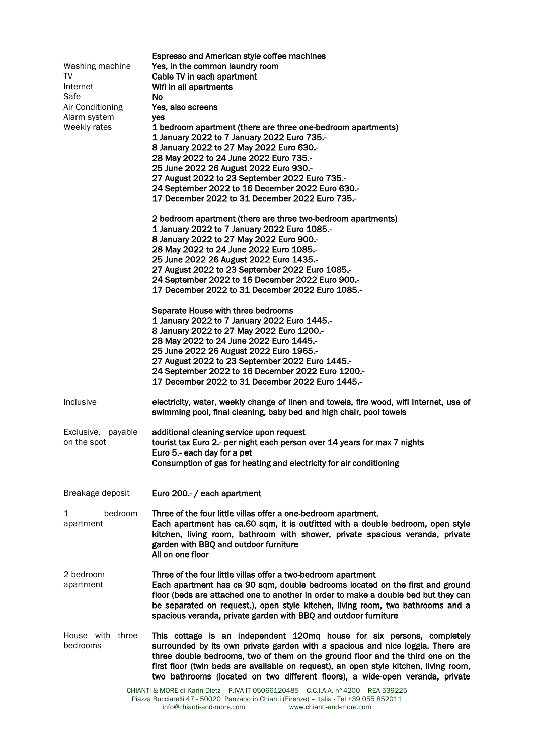| | |
|---|---|
| | **Espresso and American style coffee machines** |
| Washing machine | **Yes, in the common laundry room** |
| TV | **Cable TV in each apartment** |
| Internet | **Wifi in all apartments** |
| Safe | **No** |
| Air Conditioning | **Yes, also screens** |
| Alarm system | **yes** |
| Weekly rates | **1 bedroom apartment (there are three one-bedroom apartments)**<br>**1 January 2022 to 7 January 2022 Euro 735.-**<br>**8 January 2022 to 27 May 2022 Euro 630.-**<br>**28 May 2022 to 24 June 2022 Euro 735.-**<br>**25 June 2022 26 August 2022 Euro 930.-**<br>**27 August 2022 to 23 September 2022 Euro 735.-**<br>**24 September 2022 to 16 December 2022 Euro 630.-**<br>**17 December 2022 to 31 December 2022 Euro 735.-**<br><br>**2 bedroom apartment (there are three two-bedroom apartments)**<br>**1 January 2022 to 7 January 2022 Euro 1085.-**<br>**8 January 2022 to 27 May 2022 Euro 900.-**<br>**28 May 2022 to 24 June 2022 Euro 1085.-**<br>**25 June 2022 26 August 2022 Euro 1435.-**<br>**27 August 2022 to 23 September 2022 Euro 1085.-**<br>**24 September 2022 to 16 December 2022 Euro 900.-**<br>**17 December 2022 to 31 December 2022 Euro 1085.-**<br><br>**Separate House with three bedrooms**<br>**1 January 2022 to 7 January 2022 Euro 1445.-**<br>**8 January 2022 to 27 May 2022 Euro 1200.-**<br>**28 May 2022 to 24 June 2022 Euro 1445.-**<br>**25 June 2022 26 August 2022 Euro 1965.-**<br>**27 August 2022 to 23 September 2022 Euro 1445.-**<br>**24 September 2022 to 16 December 2022 Euro 1200.-**<br>**17 December 2022 to 31 December 2022 Euro 1445.-** |
| Inclusive | **electricity, water, weekly change of linen and towels, fire wood, wifi Internet, use of swimming pool, final cleaning, baby bed and high chair, pool towels** |
| Exclusive, payable on the spot | **additional cleaning service upon request**<br>**tourist tax Euro 2.- per night each person over 14 years for max 7 nights**<br>**Euro 5.- each day for a pet**<br>**Consumption of gas for heating and electricity for air conditioning** |
| Breakage deposit | **Euro 200.- / each apartment** |
| 1 bedroom apartment | **Three of the four little villas offer a one-bedroom apartment.**<br>**Each apartment has ca.60 sqm, it is outfitted with a double bedroom, open style kitchen, living room, bathroom with shower, private spacious veranda, private garden with BBQ and outdoor furniture**<br>**All on one floor** |
| 2 bedroom apartment | **Three of the four little villas offer a two-bedroom apartment**<br>**Each apartment has ca 90 sqm, double bedrooms located on the first and ground floor (beds are attached one to another in order to make a double bed but they can be separated on request.), open style kitchen, living room, two bathrooms and a spacious veranda, private garden with BBQ and outdoor furniture** |
| House with three bedrooms | **This cottage is an independent 120mq house for six persons, completely surrounded by its own private garden with a spacious and nice loggia. There are three double bedrooms, two of them on the ground floor and the third one on the first floor (twin beds are available on request), an open style kitchen, living room, two bathrooms (located on two different floors), a wide-open veranda, private** |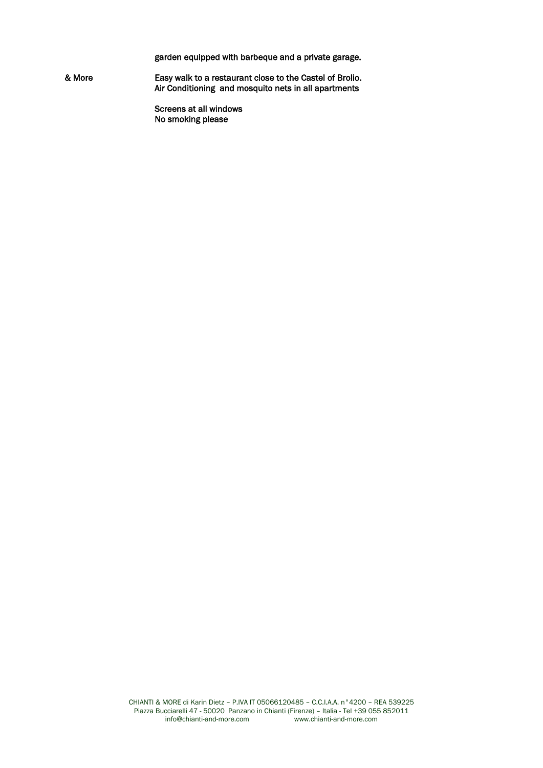garden equipped with barbeque and a private garage.

| | |
|---|---|
| & More | Easy walk to a restaurant close to the Castel of Brolio. |
| | Air Conditioning and mosquito nets in all apartments |
| | Screens at all windows |
| | No smoking please |

CHIANTI & MORE di Karin Dietz – P.IVA IT 05066120485 – C.C.I.A.A. n°4200 – REA 539225
Piazza Bucciarelli 47 - 50020 Panzano in Chianti (Firenze) – Italia - Tel +39 055 852011
info@chianti-and-more.com www.chianti-and-more.com